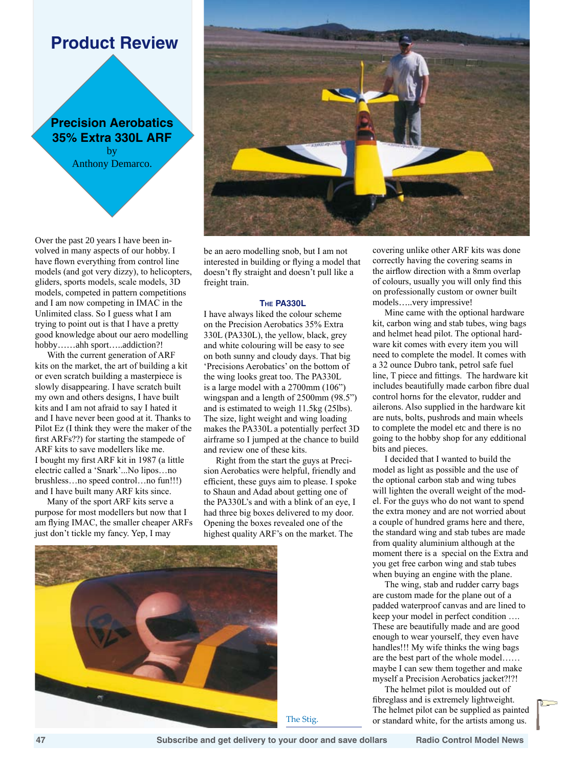# Product Review

## Precision Aerobatics 35% Extra 330L ARF

by

Anthony Demarco.

Over the past 20 years I have been involved in many aspects of our hobby. I have flown everything from control line models (and got very dizzy), to helicopters, gliders, sports models, scale models, 3D models, competed in pattern competitions and I am now competing in IMAC in the Unlimited class. So I guess what I am trying to point out is that I have a pretty good knowledge about our aero modelling hobby……ahh sport…..addiction?!

With the current generation of ARF kits on the market, the art of building a kit or even scratch building a masterpiece is slowly disappearing. I have scratch built my own and others designs, I have built kits and I am not afraid to say I hated it and I have never been good at it. Thanks to Pilot Ez (I think they were the maker of the first ARFs??) for starting the stampede of ARF kits to save modellers like me.

I bought my first ARF kit in 1987 (a little electric called a 'Snark'...No lipos…no brushless…no speed control…no fun!!!) and I have built many ARF kits since.

Many of the sport ARF kits serve a purpose for most modellers but now that I am flying IMAC, the smaller cheaper ARFs just don't tickle my fancy. Yep, I may be an aero modelling snob, but I am not interested in building or flying a model that doesn't fly straight and doesn't pull like a freight train.

### The PA330L

I have always liked the colour scheme on the Precision Aerobatics 35% Extra 330L (PA330L), the yellow, black, grey and white colouring will be easy to see on both sunny and cloudy days. That big 'Precisions Aerobatics' on the bottom of the wing looks great too. The PA330L is a large model with a 2700mm (106") wingspan and a length of 2500mm (98.5") and is estimated to weigh 11.5kg (25lbs). The size, light weight and wing loading makes the PA330L a potentially perfect 3D airframe so I jumped at the chance to build and review one of these kits.

Right from the start the guys at Precision Aerobatics were helpful, friendly and efficient, these guys aim to please. I spoke to Shaun and Adad about getting one of the PA330L's and with a blink of an eye, I had three big boxes delivered to my door. Opening the boxes revealed one of the highest quality ARF's on the market. The covering unlike other ARF kits was done correctly having the covering seams in the airflow direction with a 8mm overlap of colours, usually you will only find this on professionally custom or owner built models…..very impressive!

Mine came with the optional hardware kit, carbon wing and stab tubes, wing bags and helmet head pilot. The optional hardware kit comes with every item you will need to complete the model. It comes with a 32 ounce Dubro tank, petrol safe fuel line, T piece and fittings. The hardware kit includes beautifully made carbon fibre dual control horns for the elevator, rudder and ailerons. Also supplied in the hardware kit are nuts, bolts, pushrods and main wheels to complete the model etc and there is no going to the hobby shop for any editional bits and pieces.

I decided that I wanted to build the model as light as possible and the use of the optional carbon stab and wing tubes will lighten the overall weight of the model. For the guys who do not want to spend the extra money and are not worried about a couple of hundred grams here and there, the standard wing and stab tubes are made from quality aluminium although at the moment there is a special on the Extra and you get free carbon wing and stab tubes when buying an engine with the plane.

The wing, stab and rudder carry bags are custom made for the plane out of a padded waterproof canvas and are lined to keep your model in perfect condition …. These are beautifully made and are good enough to wear yourself, they even have handles!!! My wife thinks the wing bags are the best part of the whole model…… maybe I can sew them together and make myself a Precision Aerobatics jacket?!?!

The helmet pilot is moulded out of fibreglass and is extremely lightweight. The helmet pilot can be supplied as painted or standard white, for the artists among us.

The Stig.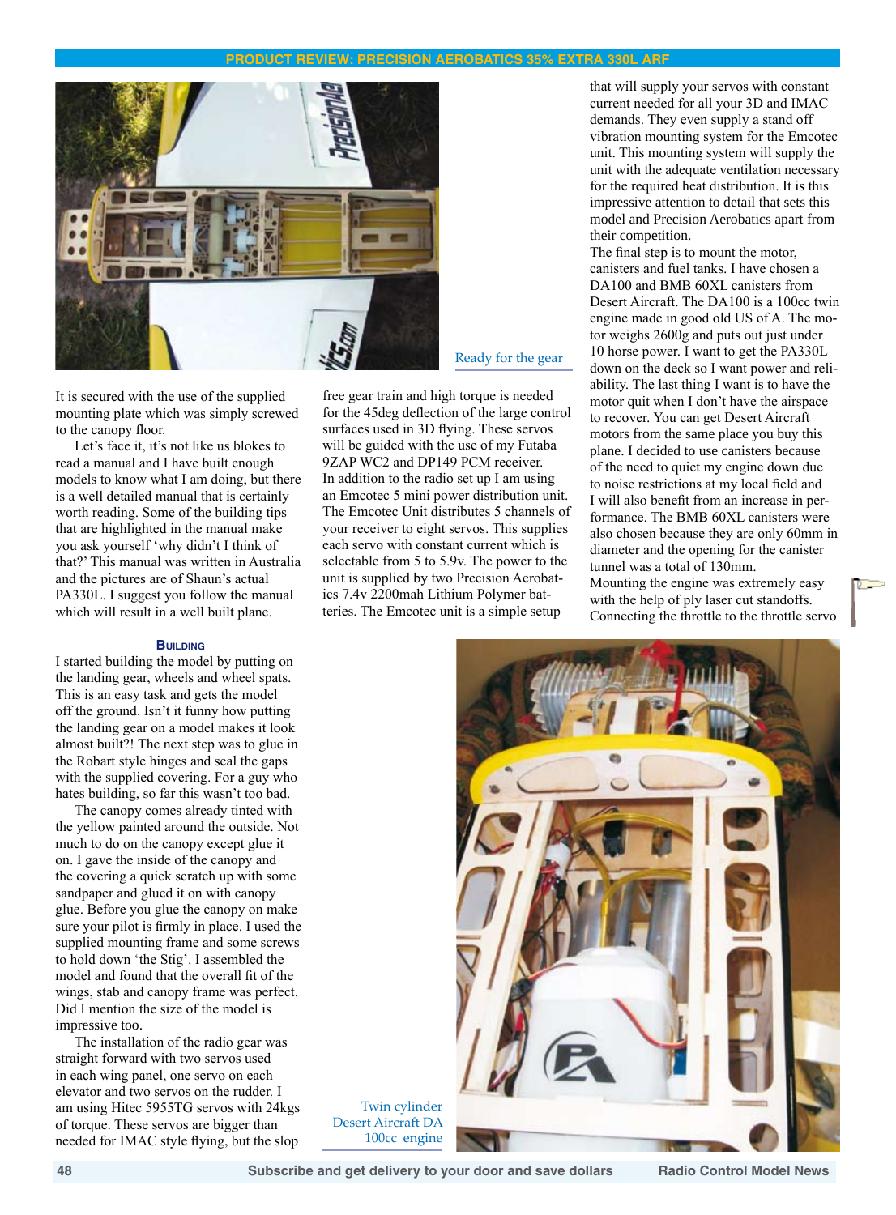Ready for the gear

It is secured with the use of the supplied mounting plate which was simply screwed to the canopy floor.

Let's face it, it's not like us blokes to read a manual and I have built enough models to know what I am doing, but there is a well detailed manual that is certainly worth reading. Some of the building tips that are highlighted in the manual make you ask yourself 'why didn't I think of that?' This manual was written in Australia and the pictures are of Shaun's actual PA330L. I suggest you follow the manual which will result in a well built plane.

### Building

I started building the model by putting on the landing gear, wheels and wheel spats. This is an easy task and gets the model off the ground. Isn't it funny how putting the landing gear on a model makes it look almost built?! The next step was to glue in the Robart style hinges and seal the gaps with the supplied covering. For a guy who hates building, so far this wasn't too bad.

The canopy comes already tinted with the yellow painted around the outside. Not much to do on the canopy except glue it on. I gave the inside of the canopy and the covering a quick scratch up with some sandpaper and glued it on with canopy glue. Before you glue the canopy on make sure your pilot is firmly in place. I used the supplied mounting frame and some screws to hold down 'the Stig'. I assembled the model and found that the overall fit of the wings, stab and canopy frame was perfect. Did I mention the size of the model is impressive too.

The installation of the radio gear was straight forward with two servos used in each wing panel, one servo on each elevator and two servos on the rudder. I am using Hitec 5955TG servos with 24kgs of torque. These servos are bigger than needed for IMAC style flying, but the slop free gear train and high torque is needed for the 45deg deflection of the large control surfaces used in 3D flying. These servos will be guided with the use of my Futaba 9ZAP WC2 and DP149 PCM receiver. In addition to the radio set up I am using an Emcotec 5 mini power distribution unit. The Emcotec Unit distributes 5 channels of your receiver to eight servos. This supplies each servo with constant current which is selectable from 5 to 5.9v. The power to the unit is supplied by two Precision Aerobatics 7.4v 2200mah Lithium Polymer batteries. The Emcotec unit is a simple setup that will supply your servos with constant current needed for all your 3D and IMAC demands. They even supply a stand off vibration mounting system for the Emcotec unit. This mounting system will supply the unit with the adequate ventilation necessary for the required heat distribution. It is this impressive attention to detail that sets this model and Precision Aerobatics apart from their competition.

The final step is to mount the motor, canisters and fuel tanks. I have chosen a DA100 and BMB 60XL canisters from Desert Aircraft. The DA100 is a 100cc twin engine made in good old US of A. The motor weighs 2600g and puts out just under 10 horse power. I want to get the PA330L down on the deck so I want power and reliability. The last thing I want is to have the motor quit when I don't have the airspace to recover. You can get Desert Aircraft motors from the same place you buy this plane. I decided to use canisters because of the need to quiet my engine down due to noise restrictions at my local field and I will also benefit from an increase in performance. The BMB 60XL canisters were also chosen because they are only 60mm in diameter and the opening for the canister tunnel was a total of 130mm.

Mounting the engine was extremely easy with the help of ply laser cut standoffs. Connecting the throttle to the throttle servo

Twin cylinder Desert Aircraft DA 100cc engine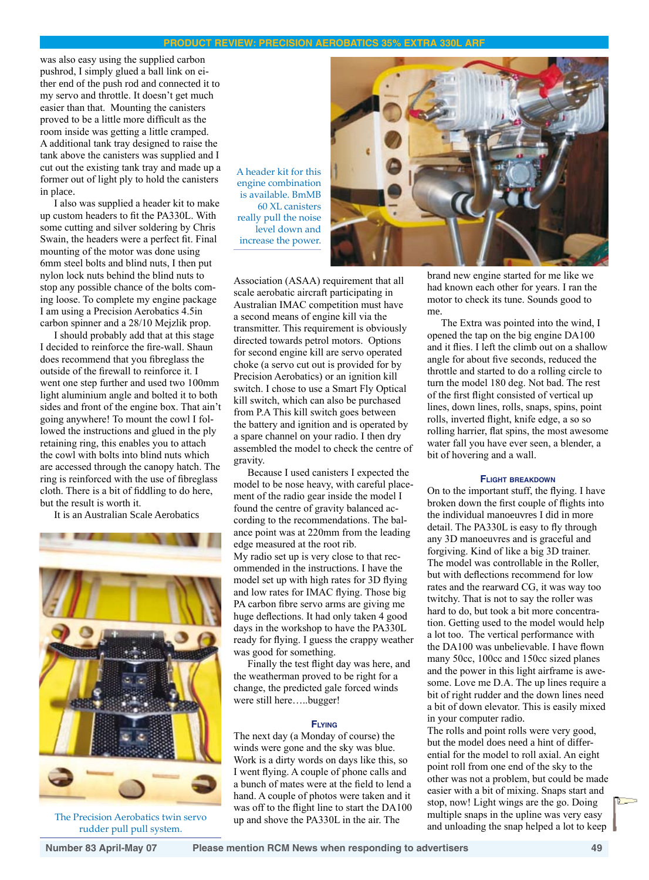was also easy using the supplied carbon pushrod, I simply glued a ball link on either end of the push rod and connected it to my servo and throttle. It doesn't get much easier than that. Mounting the canisters proved to be a little more difficult as the room inside was getting a little cramped. A additional tank tray designed to raise the tank above the canisters was supplied and I cut out the existing tank tray and made up a former out of light ply to hold the canisters in place.

I also was supplied a header kit to make up custom headers to fit the PA330L. With some cutting and silver soldering by Chris Swain, the headers were a perfect fit. Final mounting of the motor was done using 6mm steel bolts and blind nuts, I then put nylon lock nuts behind the blind nuts to stop any possible chance of the bolts coming loose. To complete my engine package I am using a Precision Aerobatics 4.5in carbon spinner and a 28/10 Mejzlik prop.

I should probably add that at this stage I decided to reinforce the fire-wall. Shaun does recommend that you fibreglass the outside of the firewall to reinforce it. I went one step further and used two 100mm light aluminium angle and bolted it to both sides and front of the engine box. That ain't going anywhere! To mount the cowl I followed the instructions and glued in the ply retaining ring, this enables you to attach the cowl with bolts into blind nuts which are accessed through the canopy hatch. The ring is reinforced with the use of fibreglass cloth. There is a bit of fiddling to do here, but the result is worth it.

It is an Australian Scale Aerobatics

The Precision Aerobatics twin servo rudder pull pull system.

A header kit for this engine combination is available. BmMB 60 XL canisters really pull the noise level down and increase the power.

Association (ASAA) requirement that all scale aerobatic aircraft participating in Australian IMAC competition must have a second means of engine kill via the transmitter. This requirement is obviously directed towards petrol motors. Options for second engine kill are servo operated choke (a servo cut out is provided for by Precision Aerobatics) or an ignition kill switch. I chose to use a Smart Fly Optical kill switch, which can also be purchased from P.A This kill switch goes between the battery and ignition and is operated by a spare channel on your radio. I then dry assembled the model to check the centre of gravity.

Because I used canisters I expected the model to be nose heavy, with careful placement of the radio gear inside the model I found the centre of gravity balanced according to the recommendations. The balance point was at 220mm from the leading edge measured at the root rib.

My radio set up is very close to that recommended in the instructions. I have the model set up with high rates for 3D flying and low rates for IMAC flying. Those big PA carbon fibre servo arms are giving me huge deflections. It had only taken 4 good days in the workshop to have the PA330L ready for flying. I guess the crappy weather was good for something.

Finally the test flight day was here, and the weatherman proved to be right for a change, the predicted gale forced winds were still here…..bugger!

### Flying

The next day (a Monday of course) the winds were gone and the sky was blue. Work is a dirty words on days like this, so I went flying. A couple of phone calls and a bunch of mates were at the field to lend a hand. A couple of photos were taken and it was off to the flight line to start the DA100 up and shove the PA330L in the air. The brand new engine started for me like we had known each other for years. I ran the motor to check its tune. Sounds good to me.

The Extra was pointed into the wind, I opened the tap on the big engine DA100 and it flies. I left the climb out on a shallow angle for about five seconds, reduced the throttle and started to do a rolling circle to turn the model 180 deg. Not bad. The rest of the first flight consisted of vertical up lines, down lines, rolls, snaps, spins, point rolls, inverted flight, knife edge, a so so rolling harrier, flat spins, the most awesome water fall you have ever seen, a blender, a bit of hovering and a wall.

### Flight breakdown

On to the important stuff, the flying. I have broken down the first couple of flights into the individual manoeuvres I did in more detail. The PA330L is easy to fly through any 3D manoeuvres and is graceful and forgiving. Kind of like a big 3D trainer. The model was controllable in the Roller, but with deflections recommend for low rates and the rearward CG, it was way too twitchy. That is not to say the roller was hard to do, but took a bit more concentration. Getting used to the model would help a lot too. The vertical performance with the DA100 was unbelievable. I have flown many 50cc, 100cc and 150cc sized planes and the power in this light airframe is awesome. Love me D.A. The up lines require a bit of right rudder and the down lines need a bit of down elevator. This is easily mixed in your computer radio.

The rolls and point rolls were very good, but the model does need a hint of differential for the model to roll axial. An eight point roll from one end of the sky to the other was not a problem, but could be made easier with a bit of mixing. Snaps start and stop, now! Light wings are the go. Doing multiple snaps in the upline was very easy and unloading the snap helped a lot to keep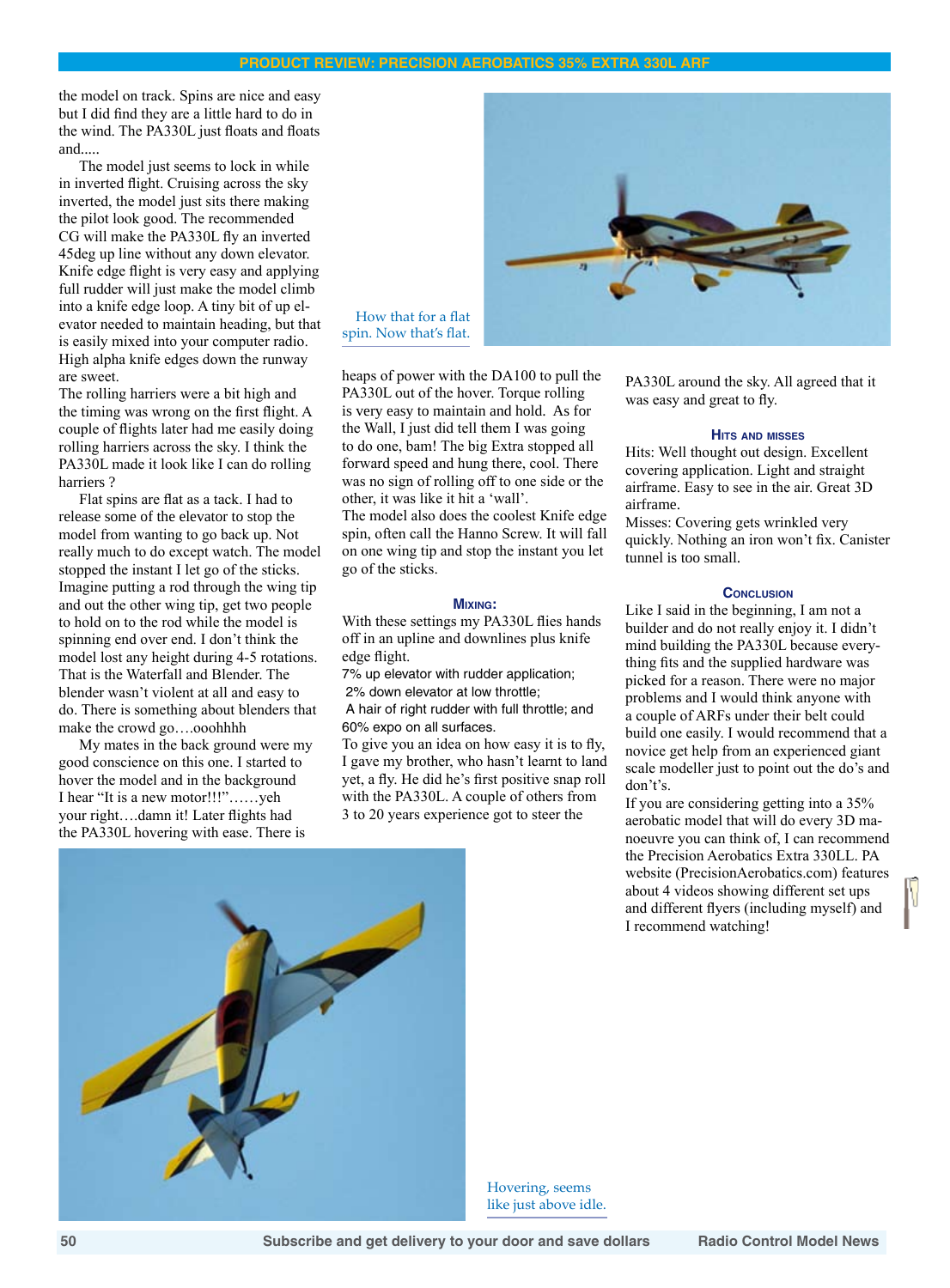the model on track. Spins are nice and easy but I did find they are a little hard to do in the wind. The PA330L just floats and floats and.....

The model just seems to lock in while in inverted flight. Cruising across the sky inverted, the model just sits there making the pilot look good. The recommended CG will make the PA330L fly an inverted 45deg up line without any down elevator. Knife edge flight is very easy and applying full rudder will just make the model climb into a knife edge loop. A tiny bit of up elevator needed to maintain heading, but that is easily mixed into your computer radio. High alpha knife edges down the runway are sweet.

The rolling harriers were a bit high and the timing was wrong on the first flight. A couple of flights later had me easily doing rolling harriers across the sky. I think the PA330L made it look like I can do rolling harriers ?

Flat spins are flat as a tack. I had to release some of the elevator to stop the model from wanting to go back up. Not really much to do except watch. The model stopped the instant I let go of the sticks. Imagine putting a rod through the wing tip and out the other wing tip, get two people to hold on to the rod while the model is spinning end over end. I don't think the model lost any height during 4-5 rotations. That is the Waterfall and Blender. The blender wasn't violent at all and easy to do. There is something about blenders that make the crowd go….ooohhhh

My mates in the back ground were my good conscience on this one. I started to hover the model and in the background I hear "It is a new motor!!!"……yeh your right….damn it! Later flights had the PA330L hovering with ease. There is heaps of power with the DA100 to pull the PA330L out of the hover. Torque rolling is very easy to maintain and hold. As for the Wall, I just did tell them I was going to do one, bam! The big Extra stopped all forward speed and hung there, cool. There was no sign of rolling off to one side or the other, it was like it hit a 'wall'.

The model also does the coolest Knife edge spin, often call the Hanno Screw. It will fall on one wing tip and stop the instant you let go of the sticks.

How that for a flat spin. Now that's flat.

### Mixing:

With these settings my PA330L flies hands off in an upline and downlines plus knife edge flight.

7% up elevator with rudder application;
2% down elevator at low throttle;
A hair of right rudder with full throttle; and
60% expo on all surfaces.

To give you an idea on how easy it is to fly, I gave my brother, who hasn't learnt to land yet, a fly. He did he's first positive snap roll with the PA330L. A couple of others from 3 to 20 years experience got to steer the PA330L around the sky. All agreed that it was easy and great to fly.

### Hits and misses

Hits: Well thought out design. Excellent covering application. Light and straight airframe. Easy to see in the air. Great 3D airframe.

Misses: Covering gets wrinkled very quickly. Nothing an iron won't fix. Canister tunnel is too small.

### Conclusion

Like I said in the beginning, I am not a builder and do not really enjoy it. I didn't mind building the PA330L because everything fits and the supplied hardware was picked for a reason. There were no major problems and I would think anyone with a couple of ARFs under their belt could build one easily. I would recommend that a novice get help from an experienced giant scale modeller just to point out the do's and don't's.

If you are considering getting into a 35% aerobatic model that will do every 3D manoeuvre you can think of, I can recommend the Precision Aerobatics Extra 330LL. PA website (PrecisionAerobatics.com) features about 4 videos showing different set ups and different flyers (including myself) and I recommend watching!

Hovering, seems like just above idle.